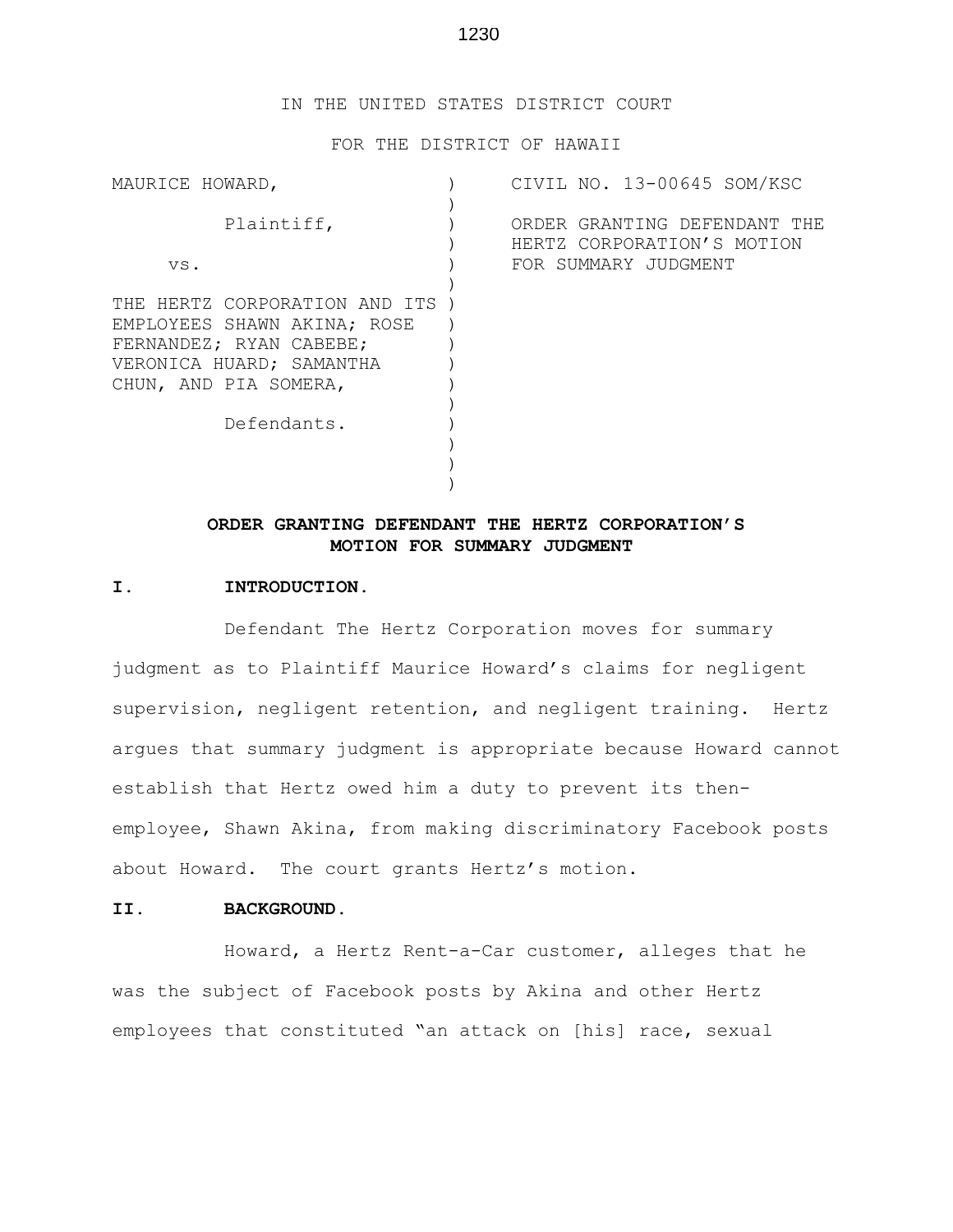IN THE UNITED STATES DISTRICT COURT

FOR THE DISTRICT OF HAWAII

| | | |
|---|---|---|
| MAURICE HOWARD,<br><br>Plaintiff,<br><br>vs.<br><br>THE HERTZ CORPORATION AND ITS EMPLOYEES SHAWN AKINA; ROSE FERNANDEZ; RYAN CABEBE; VERONICA HUARD; SAMANTHA CHUN, AND PIA SOMERA,<br><br>Defendants. | ) | CIVIL NO. 13-00645 SOM/KSC<br><br>ORDER GRANTING DEFENDANT THE HERTZ CORPORATION'S MOTION FOR SUMMARY JUDGMENT |

**ORDER GRANTING DEFENDANT THE HERTZ CORPORATION'S MOTION FOR SUMMARY JUDGMENT**

## I. INTRODUCTION.

Defendant The Hertz Corporation moves for summary judgment as to Plaintiff Maurice Howard's claims for negligent supervision, negligent retention, and negligent training. Hertz argues that summary judgment is appropriate because Howard cannot establish that Hertz owed him a duty to prevent its then-employee, Shawn Akina, from making discriminatory Facebook posts about Howard. The court grants Hertz's motion.

## II. BACKGROUND.

Howard, a Hertz Rent-a-Car customer, alleges that he was the subject of Facebook posts by Akina and other Hertz employees that constituted "an attack on [his] race, sexual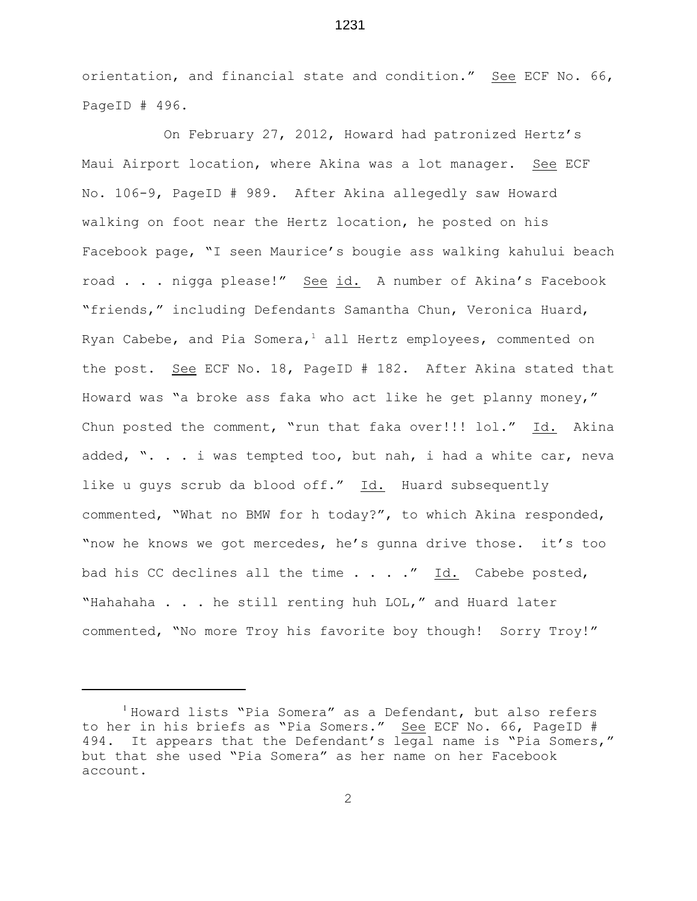orientation, and financial state and condition." See ECF No. 66, PageID # 496.

On February 27, 2012, Howard had patronized Hertz's Maui Airport location, where Akina was a lot manager. See ECF No. 106-9, PageID # 989. After Akina allegedly saw Howard walking on foot near the Hertz location, he posted on his Facebook page, "I seen Maurice's bougie ass walking kahului beach road . . . nigga please!" See id. A number of Akina's Facebook "friends," including Defendants Samantha Chun, Veronica Huard, Ryan Cabebe, and Pia Somera,[1] all Hertz employees, commented on the post. See ECF No. 18, PageID # 182. After Akina stated that Howard was "a broke ass faka who act like he get planny money," Chun posted the comment, "run that faka over!!! lol." Id. Akina added, ". . . i was tempted too, but nah, i had a white car, neva like u guys scrub da blood off." Id. Huard subsequently commented, "What no BMW for h today?", to which Akina responded, "now he knows we got mercedes, he's gunna drive those. it's too bad his CC declines all the time . . . ." Id. Cabebe posted, "Hahahaha . . . he still renting huh LOL," and Huard later commented, "No more Troy his favorite boy though! Sorry Troy!"

---

[1] Howard lists "Pia Somera" as a Defendant, but also refers to her in his briefs as "Pia Somers." See ECF No. 66, PageID # 494. It appears that the Defendant's legal name is "Pia Somers," but that she used "Pia Somera" as her name on her Facebook account.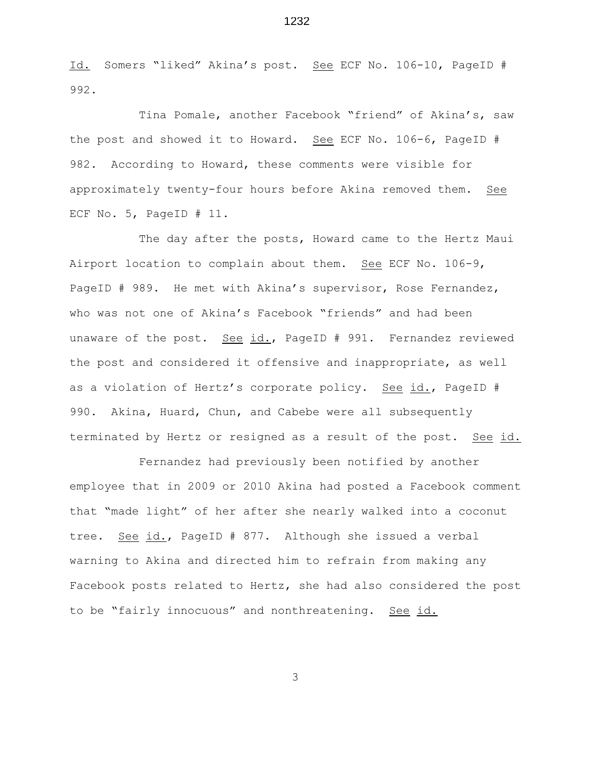Id. Somers "liked" Akina's post. See ECF No. 106-10, PageID # 992.

Tina Pomale, another Facebook "friend" of Akina's, saw the post and showed it to Howard. See ECF No. 106-6, PageID # 982. According to Howard, these comments were visible for approximately twenty-four hours before Akina removed them. See ECF No. 5, PageID # 11.

The day after the posts, Howard came to the Hertz Maui Airport location to complain about them. See ECF No. 106-9, PageID # 989. He met with Akina's supervisor, Rose Fernandez, who was not one of Akina's Facebook "friends" and had been unaware of the post. See id., PageID # 991. Fernandez reviewed the post and considered it offensive and inappropriate, as well as a violation of Hertz's corporate policy. See id., PageID # 990. Akina, Huard, Chun, and Cabebe were all subsequently terminated by Hertz or resigned as a result of the post. See id.

Fernandez had previously been notified by another employee that in 2009 or 2010 Akina had posted a Facebook comment that "made light" of her after she nearly walked into a coconut tree. See id., PageID # 877. Although she issued a verbal warning to Akina and directed him to refrain from making any Facebook posts related to Hertz, she had also considered the post to be "fairly innocuous" and nonthreatening. See id.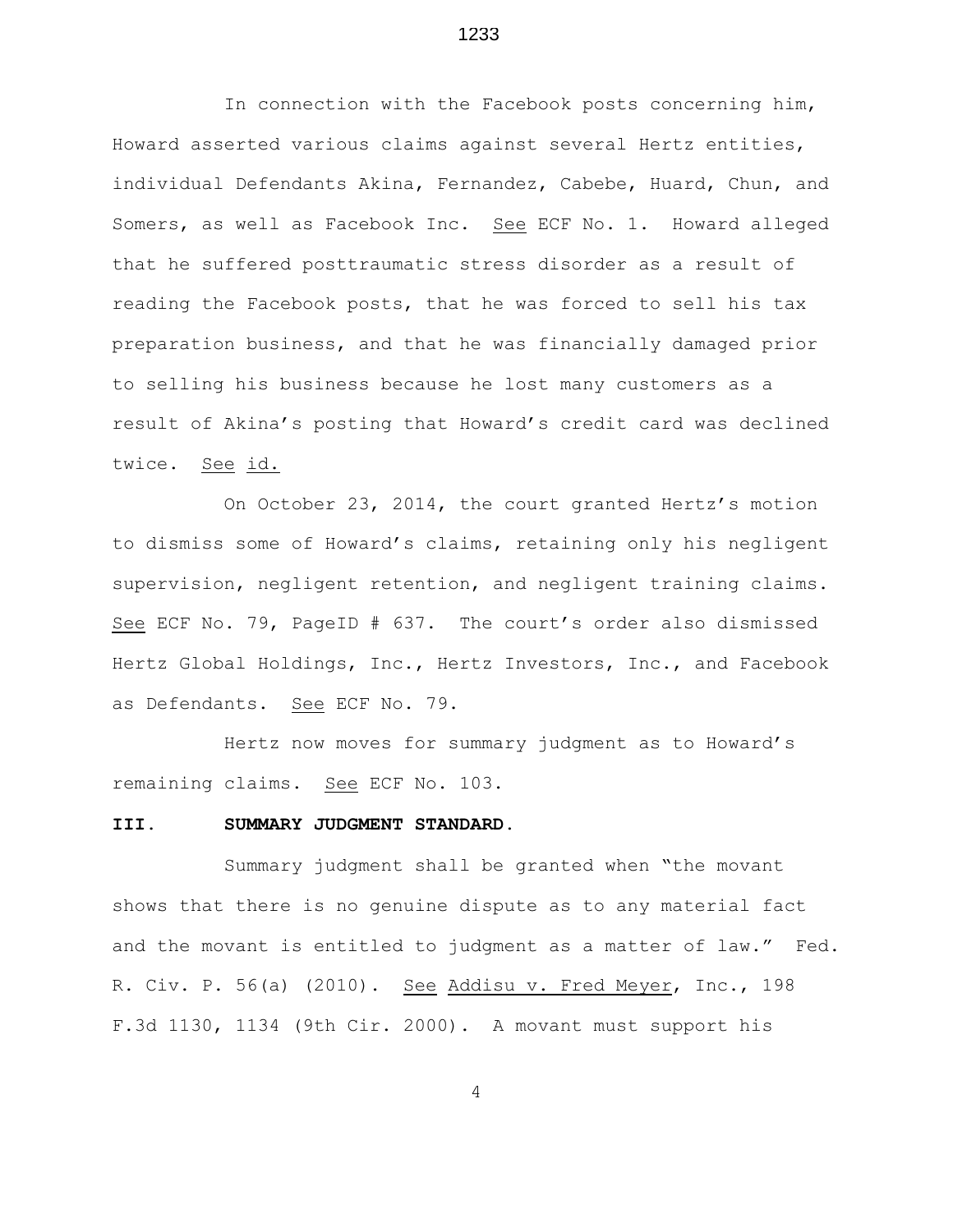In connection with the Facebook posts concerning him, Howard asserted various claims against several Hertz entities, individual Defendants Akina, Fernandez, Cabebe, Huard, Chun, and Somers, as well as Facebook Inc. See ECF No. 1. Howard alleged that he suffered posttraumatic stress disorder as a result of reading the Facebook posts, that he was forced to sell his tax preparation business, and that he was financially damaged prior to selling his business because he lost many customers as a result of Akina's posting that Howard's credit card was declined twice. See id.

On October 23, 2014, the court granted Hertz's motion to dismiss some of Howard's claims, retaining only his negligent supervision, negligent retention, and negligent training claims. See ECF No. 79, PageID # 637. The court's order also dismissed Hertz Global Holdings, Inc., Hertz Investors, Inc., and Facebook as Defendants. See ECF No. 79.

Hertz now moves for summary judgment as to Howard's remaining claims. See ECF No. 103.

## III. SUMMARY JUDGMENT STANDARD.

Summary judgment shall be granted when "the movant shows that there is no genuine dispute as to any material fact and the movant is entitled to judgment as a matter of law." Fed. R. Civ. P. 56(a) (2010). See Addisu v. Fred Meyer, Inc., 198 F.3d 1130, 1134 (9th Cir. 2000). A movant must support his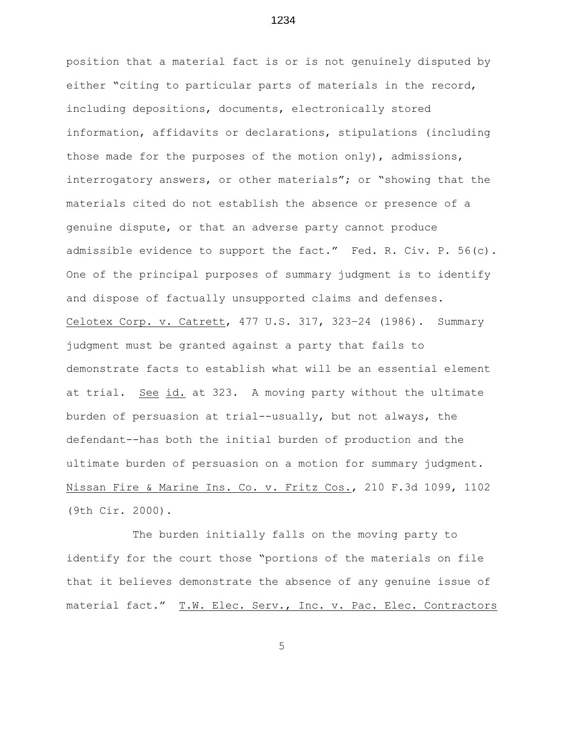position that a material fact is or is not genuinely disputed by either "citing to particular parts of materials in the record, including depositions, documents, electronically stored information, affidavits or declarations, stipulations (including those made for the purposes of the motion only), admissions, interrogatory answers, or other materials"; or "showing that the materials cited do not establish the absence or presence of a genuine dispute, or that an adverse party cannot produce admissible evidence to support the fact." Fed. R. Civ. P. 56(c). One of the principal purposes of summary judgment is to identify and dispose of factually unsupported claims and defenses. Celotex Corp. v. Catrett, 477 U.S. 317, 323–24 (1986). Summary judgment must be granted against a party that fails to demonstrate facts to establish what will be an essential element at trial. See id. at 323. A moving party without the ultimate burden of persuasion at trial--usually, but not always, the defendant--has both the initial burden of production and the ultimate burden of persuasion on a motion for summary judgment. Nissan Fire & Marine Ins. Co. v. Fritz Cos., 210 F.3d 1099, 1102 (9th Cir. 2000).

The burden initially falls on the moving party to identify for the court those "portions of the materials on file that it believes demonstrate the absence of any genuine issue of material fact." T.W. Elec. Serv., Inc. v. Pac. Elec. Contractors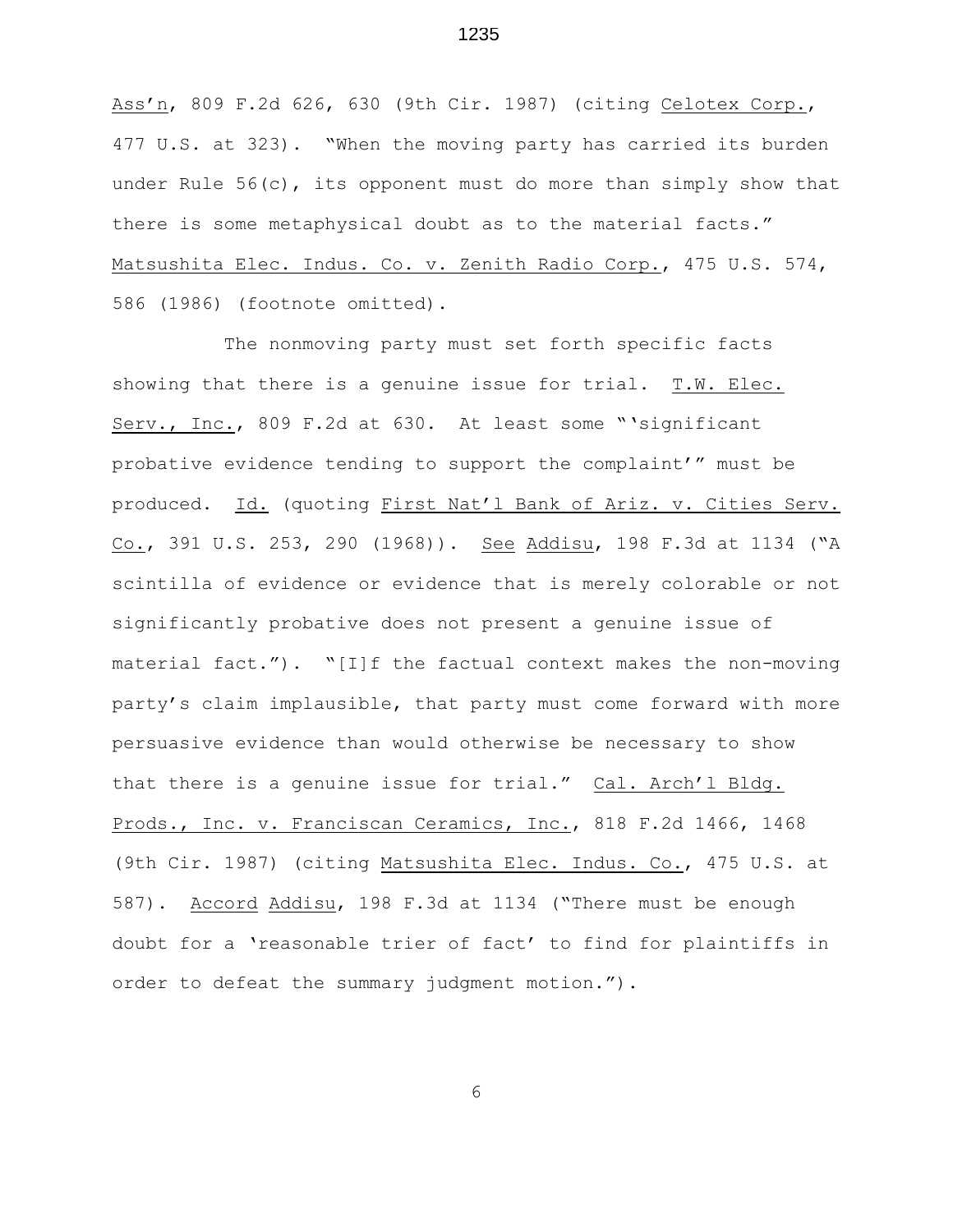Ass'n, 809 F.2d 626, 630 (9th Cir. 1987) (citing Celotex Corp., 477 U.S. at 323). "When the moving party has carried its burden under Rule 56(c), its opponent must do more than simply show that there is some metaphysical doubt as to the material facts." Matsushita Elec. Indus. Co. v. Zenith Radio Corp., 475 U.S. 574, 586 (1986) (footnote omitted).

The nonmoving party must set forth specific facts showing that there is a genuine issue for trial. T.W. Elec. Serv., Inc., 809 F.2d at 630. At least some "'significant probative evidence tending to support the complaint'" must be produced. Id. (quoting First Nat'l Bank of Ariz. v. Cities Serv. Co., 391 U.S. 253, 290 (1968)). See Addisu, 198 F.3d at 1134 ("A scintilla of evidence or evidence that is merely colorable or not significantly probative does not present a genuine issue of material fact."). "[I]f the factual context makes the non-moving party's claim implausible, that party must come forward with more persuasive evidence than would otherwise be necessary to show that there is a genuine issue for trial." Cal. Arch'l Bldg. Prods., Inc. v. Franciscan Ceramics, Inc., 818 F.2d 1466, 1468 (9th Cir. 1987) (citing Matsushita Elec. Indus. Co., 475 U.S. at 587). Accord Addisu, 198 F.3d at 1134 ("There must be enough doubt for a 'reasonable trier of fact' to find for plaintiffs in order to defeat the summary judgment motion.").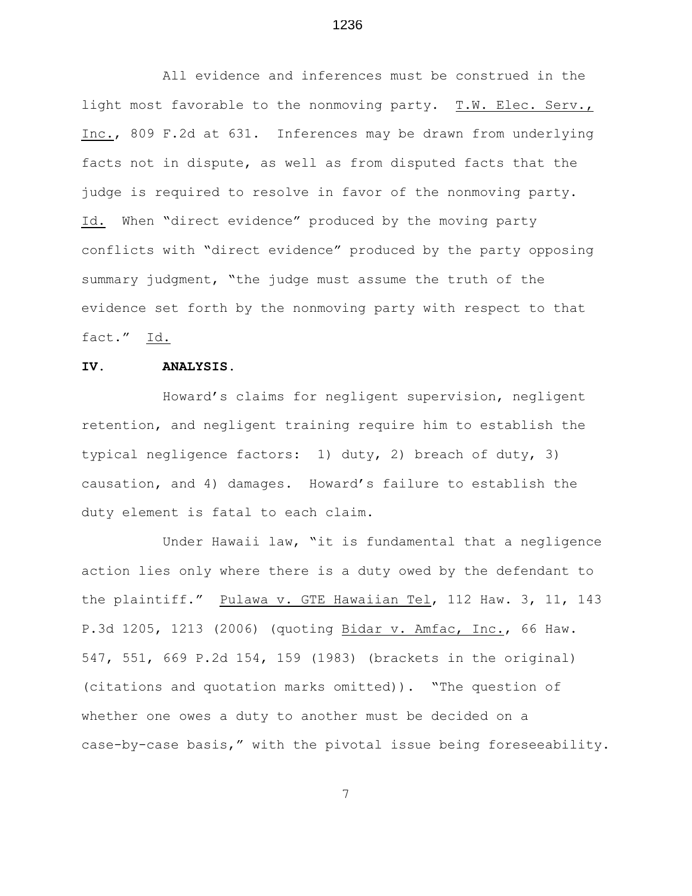All evidence and inferences must be construed in the light most favorable to the nonmoving party. T.W. Elec. Serv., Inc., 809 F.2d at 631. Inferences may be drawn from underlying facts not in dispute, as well as from disputed facts that the judge is required to resolve in favor of the nonmoving party. Id. When "direct evidence" produced by the moving party conflicts with "direct evidence" produced by the party opposing summary judgment, "the judge must assume the truth of the evidence set forth by the nonmoving party with respect to that fact." Id.

## IV. ANALYSIS.

Howard's claims for negligent supervision, negligent retention, and negligent training require him to establish the typical negligence factors: 1) duty, 2) breach of duty, 3) causation, and 4) damages. Howard's failure to establish the duty element is fatal to each claim.

Under Hawaii law, "it is fundamental that a negligence action lies only where there is a duty owed by the defendant to the plaintiff." Pulawa v. GTE Hawaiian Tel, 112 Haw. 3, 11, 143 P.3d 1205, 1213 (2006) (quoting Bidar v. Amfac, Inc., 66 Haw. 547, 551, 669 P.2d 154, 159 (1983) (brackets in the original) (citations and quotation marks omitted)). "The question of whether one owes a duty to another must be decided on a case-by-case basis," with the pivotal issue being foreseeability.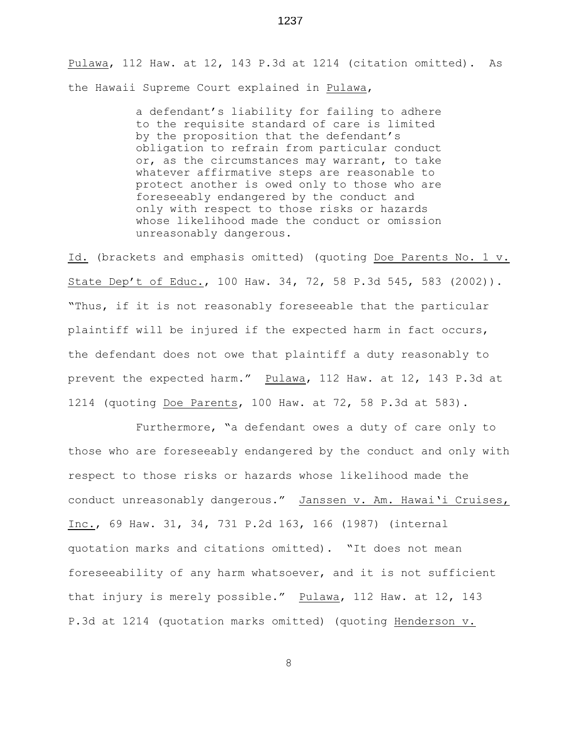Pulawa, 112 Haw. at 12, 143 P.3d at 1214 (citation omitted). As the Hawaii Supreme Court explained in Pulawa,

> a defendant's liability for failing to adhere to the requisite standard of care is limited by the proposition that the defendant's obligation to refrain from particular conduct or, as the circumstances may warrant, to take whatever affirmative steps are reasonable to protect another is owed only to those who are foreseeably endangered by the conduct and only with respect to those risks or hazards whose likelihood made the conduct or omission unreasonably dangerous.

Id. (brackets and emphasis omitted) (quoting Doe Parents No. 1 v. State Dep't of Educ., 100 Haw. 34, 72, 58 P.3d 545, 583 (2002)). "Thus, if it is not reasonably foreseeable that the particular plaintiff will be injured if the expected harm in fact occurs, the defendant does not owe that plaintiff a duty reasonably to prevent the expected harm." Pulawa, 112 Haw. at 12, 143 P.3d at 1214 (quoting Doe Parents, 100 Haw. at 72, 58 P.3d at 583).

Furthermore, "a defendant owes a duty of care only to those who are foreseeably endangered by the conduct and only with respect to those risks or hazards whose likelihood made the conduct unreasonably dangerous." Janssen v. Am. Hawai'i Cruises, Inc., 69 Haw. 31, 34, 731 P.2d 163, 166 (1987) (internal quotation marks and citations omitted). "It does not mean foreseeability of any harm whatsoever, and it is not sufficient that injury is merely possible." Pulawa, 112 Haw. at 12, 143 P.3d at 1214 (quotation marks omitted) (quoting Henderson v.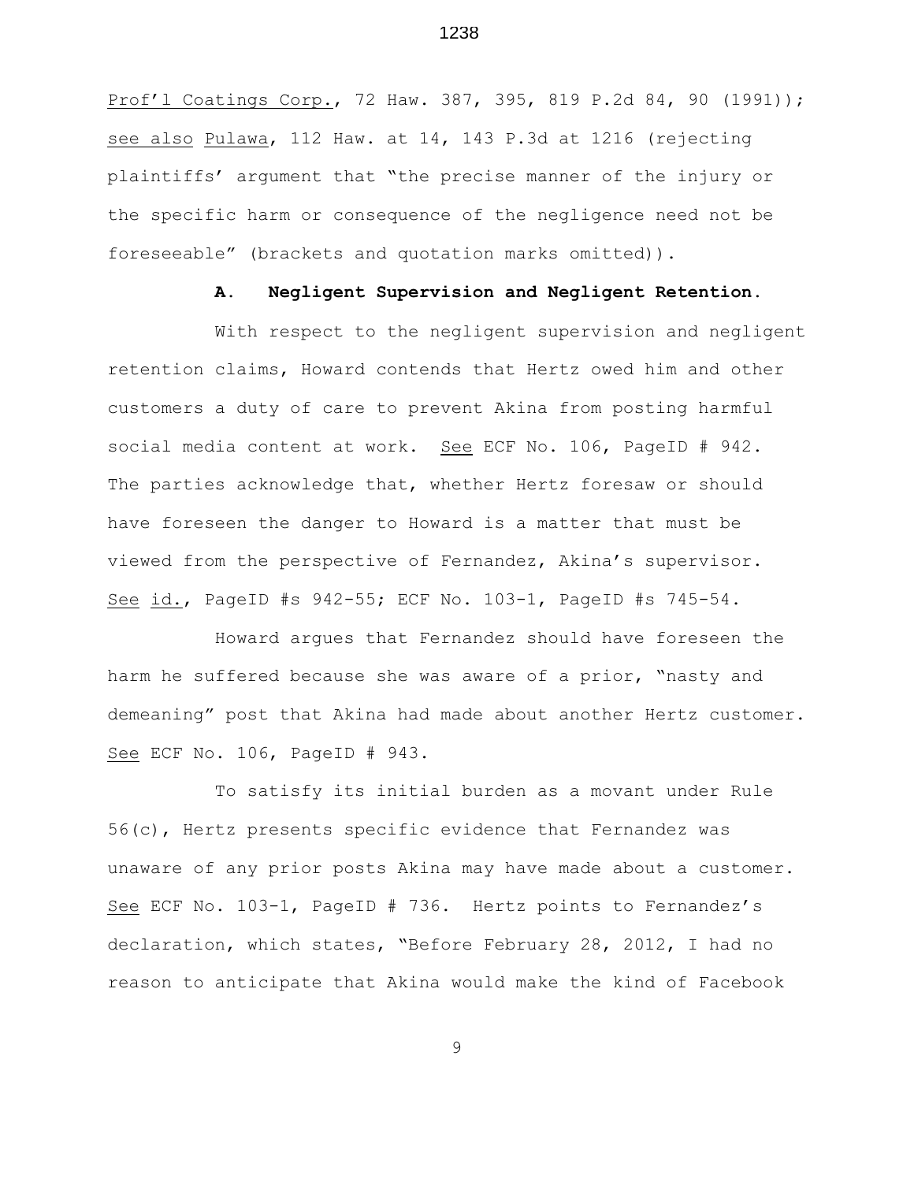Prof'l Coatings Corp., 72 Haw. 387, 395, 819 P.2d 84, 90 (1991)); see also Pulawa, 112 Haw. at 14, 143 P.3d at 1216 (rejecting plaintiffs' argument that "the precise manner of the injury or the specific harm or consequence of the negligence need not be foreseeable" (brackets and quotation marks omitted)).

**A. Negligent Supervision and Negligent Retention.**

With respect to the negligent supervision and negligent retention claims, Howard contends that Hertz owed him and other customers a duty of care to prevent Akina from posting harmful social media content at work. See ECF No. 106, PageID # 942. The parties acknowledge that, whether Hertz foresaw or should have foreseen the danger to Howard is a matter that must be viewed from the perspective of Fernandez, Akina's supervisor. See id., PageID #s 942-55; ECF No. 103-1, PageID #s 745-54.

Howard argues that Fernandez should have foreseen the harm he suffered because she was aware of a prior, "nasty and demeaning" post that Akina had made about another Hertz customer. See ECF No. 106, PageID # 943.

To satisfy its initial burden as a movant under Rule 56(c), Hertz presents specific evidence that Fernandez was unaware of any prior posts Akina may have made about a customer. See ECF No. 103-1, PageID # 736. Hertz points to Fernandez's declaration, which states, "Before February 28, 2012, I had no reason to anticipate that Akina would make the kind of Facebook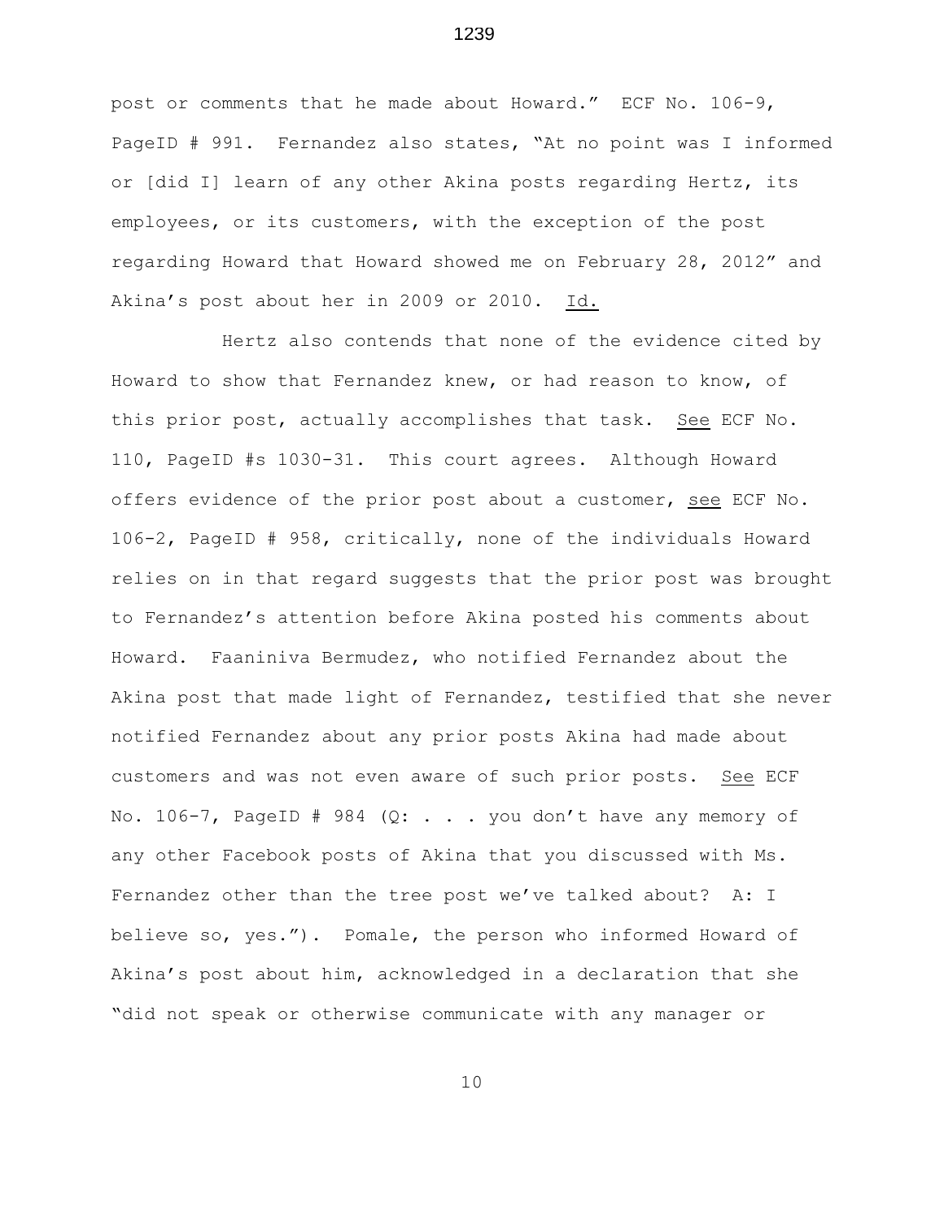post or comments that he made about Howard." ECF No. 106-9, PageID # 991. Fernandez also states, "At no point was I informed or [did I] learn of any other Akina posts regarding Hertz, its employees, or its customers, with the exception of the post regarding Howard that Howard showed me on February 28, 2012" and Akina's post about her in 2009 or 2010. Id.

Hertz also contends that none of the evidence cited by Howard to show that Fernandez knew, or had reason to know, of this prior post, actually accomplishes that task. See ECF No. 110, PageID #s 1030-31. This court agrees. Although Howard offers evidence of the prior post about a customer, see ECF No. 106-2, PageID # 958, critically, none of the individuals Howard relies on in that regard suggests that the prior post was brought to Fernandez's attention before Akina posted his comments about Howard. Faaniniva Bermudez, who notified Fernandez about the Akina post that made light of Fernandez, testified that she never notified Fernandez about any prior posts Akina had made about customers and was not even aware of such prior posts. See ECF No. 106-7, PageID # 984 (Q: . . . you don't have any memory of any other Facebook posts of Akina that you discussed with Ms. Fernandez other than the tree post we've talked about? A: I believe so, yes."). Pomale, the person who informed Howard of Akina's post about him, acknowledged in a declaration that she "did not speak or otherwise communicate with any manager or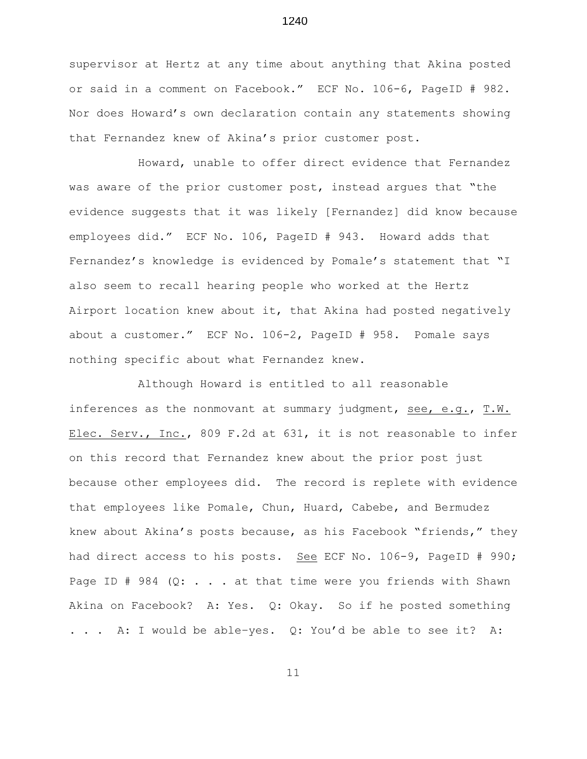supervisor at Hertz at any time about anything that Akina posted or said in a comment on Facebook." ECF No. 106-6, PageID # 982. Nor does Howard's own declaration contain any statements showing that Fernandez knew of Akina's prior customer post.

Howard, unable to offer direct evidence that Fernandez was aware of the prior customer post, instead argues that "the evidence suggests that it was likely [Fernandez] did know because employees did." ECF No. 106, PageID # 943. Howard adds that Fernandez's knowledge is evidenced by Pomale's statement that "I also seem to recall hearing people who worked at the Hertz Airport location knew about it, that Akina had posted negatively about a customer." ECF No. 106-2, PageID # 958. Pomale says nothing specific about what Fernandez knew.

Although Howard is entitled to all reasonable inferences as the nonmovant at summary judgment, see, e.g., T.W. Elec. Serv., Inc., 809 F.2d at 631, it is not reasonable to infer on this record that Fernandez knew about the prior post just because other employees did. The record is replete with evidence that employees like Pomale, Chun, Huard, Cabebe, and Bermudez knew about Akina's posts because, as his Facebook "friends," they had direct access to his posts. See ECF No. 106-9, PageID # 990; Page ID # 984 (Q: . . . at that time were you friends with Shawn Akina on Facebook? A: Yes. Q: Okay. So if he posted something . . . A: I would be able–yes. Q: You'd be able to see it? A: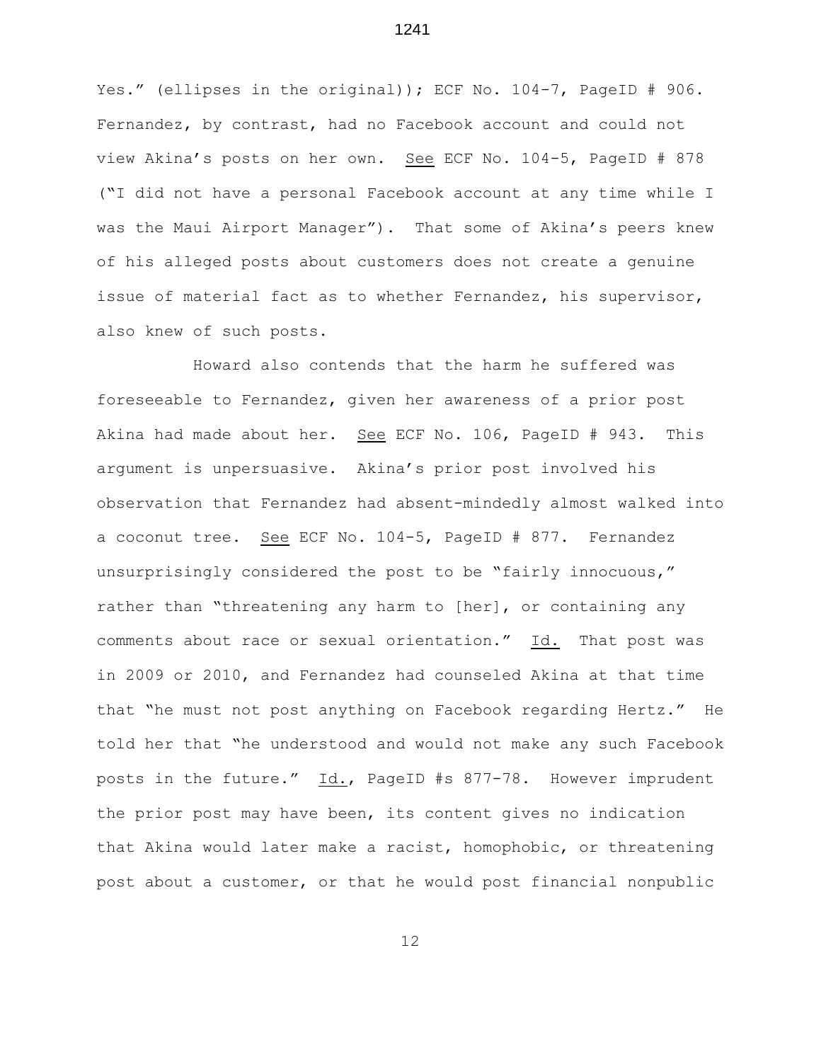Yes." (ellipses in the original)); ECF No. 104-7, PageID # 906. Fernandez, by contrast, had no Facebook account and could not view Akina's posts on her own. <u>See</u> ECF No. 104-5, PageID # 878 ("I did not have a personal Facebook account at any time while I was the Maui Airport Manager"). That some of Akina's peers knew of his alleged posts about customers does not create a genuine issue of material fact as to whether Fernandez, his supervisor, also knew of such posts.

Howard also contends that the harm he suffered was foreseeable to Fernandez, given her awareness of a prior post Akina had made about her. <u>See</u> ECF No. 106, PageID # 943. This argument is unpersuasive. Akina's prior post involved his observation that Fernandez had absent-mindedly almost walked into a coconut tree. <u>See</u> ECF No. 104-5, PageID # 877. Fernandez unsurprisingly considered the post to be "fairly innocuous," rather than "threatening any harm to [her], or containing any comments about race or sexual orientation." <u>Id.</u> That post was in 2009 or 2010, and Fernandez had counseled Akina at that time that "he must not post anything on Facebook regarding Hertz." He told her that "he understood and would not make any such Facebook posts in the future." <u>Id.</u>, PageID #s 877-78. However imprudent the prior post may have been, its content gives no indication that Akina would later make a racist, homophobic, or threatening post about a customer, or that he would post financial nonpublic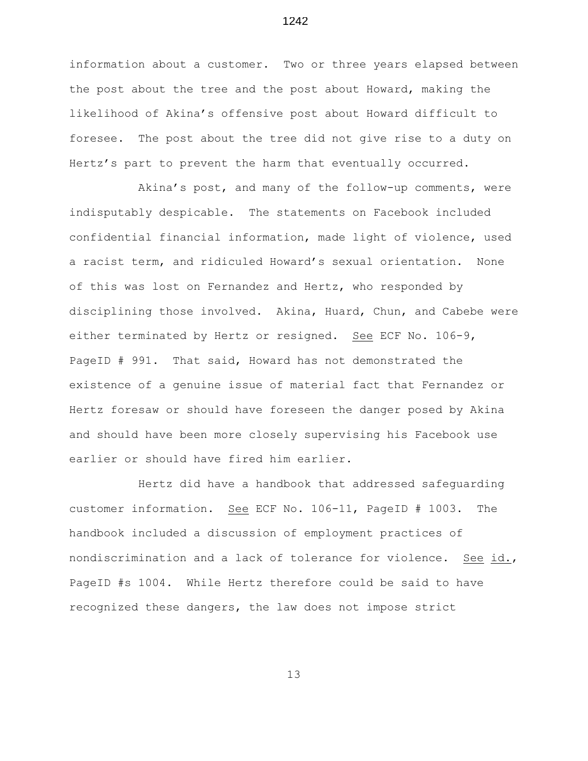information about a customer. Two or three years elapsed between the post about the tree and the post about Howard, making the likelihood of Akina's offensive post about Howard difficult to foresee. The post about the tree did not give rise to a duty on Hertz's part to prevent the harm that eventually occurred.

Akina's post, and many of the follow-up comments, were indisputably despicable. The statements on Facebook included confidential financial information, made light of violence, used a racist term, and ridiculed Howard's sexual orientation. None of this was lost on Fernandez and Hertz, who responded by disciplining those involved. Akina, Huard, Chun, and Cabebe were either terminated by Hertz or resigned. See ECF No. 106-9, PageID # 991. That said, Howard has not demonstrated the existence of a genuine issue of material fact that Fernandez or Hertz foresaw or should have foreseen the danger posed by Akina and should have been more closely supervising his Facebook use earlier or should have fired him earlier.

Hertz did have a handbook that addressed safeguarding customer information. See ECF No. 106-11, PageID # 1003. The handbook included a discussion of employment practices of nondiscrimination and a lack of tolerance for violence. See id., PageID #s 1004. While Hertz therefore could be said to have recognized these dangers, the law does not impose strict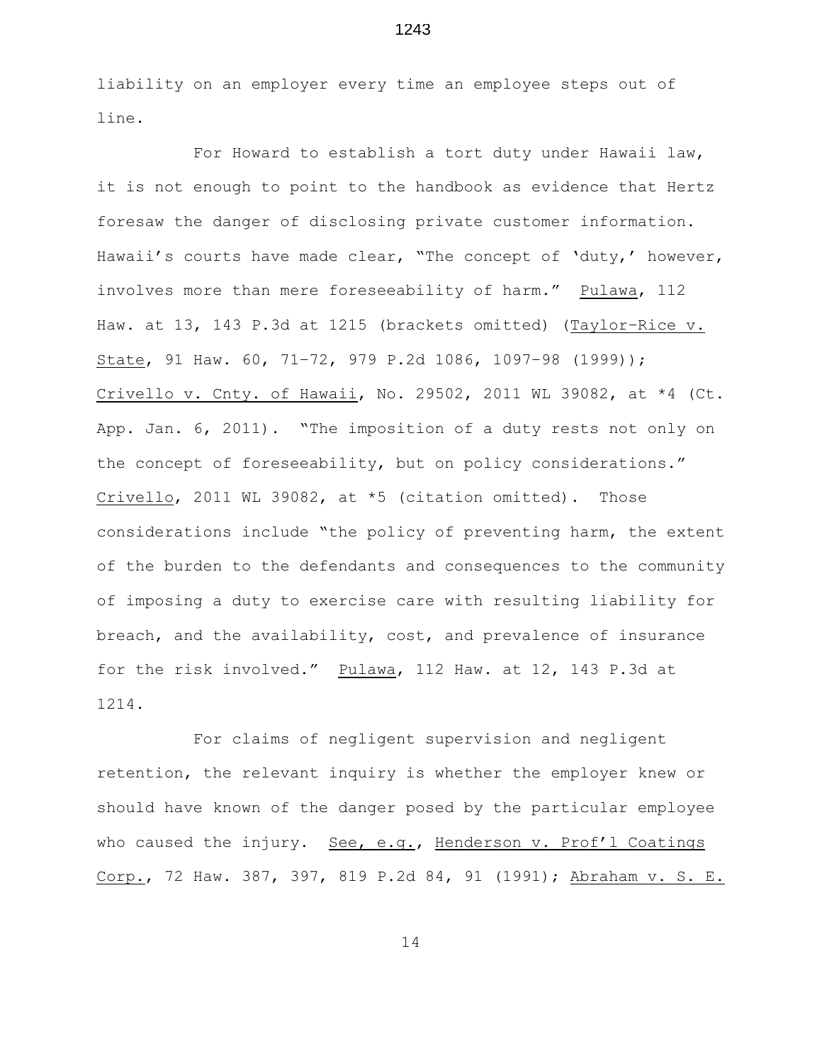liability on an employer every time an employee steps out of line.

For Howard to establish a tort duty under Hawaii law, it is not enough to point to the handbook as evidence that Hertz foresaw the danger of disclosing private customer information. Hawaii's courts have made clear, "The concept of 'duty,' however, involves more than mere foreseeability of harm." Pulawa, 112 Haw. at 13, 143 P.3d at 1215 (brackets omitted) (Taylor-Rice v. State, 91 Haw. 60, 71–72, 979 P.2d 1086, 1097–98 (1999)); Crivello v. Cnty. of Hawaii, No. 29502, 2011 WL 39082, at *4 (Ct. App. Jan. 6, 2011). "The imposition of a duty rests not only on the concept of foreseeability, but on policy considerations." Crivello, 2011 WL 39082, at *5 (citation omitted). Those considerations include "the policy of preventing harm, the extent of the burden to the defendants and consequences to the community of imposing a duty to exercise care with resulting liability for breach, and the availability, cost, and prevalence of insurance for the risk involved." Pulawa, 112 Haw. at 12, 143 P.3d at 1214.

For claims of negligent supervision and negligent retention, the relevant inquiry is whether the employer knew or should have known of the danger posed by the particular employee who caused the injury. See, e.g., Henderson v. Prof'l Coatings Corp., 72 Haw. 387, 397, 819 P.2d 84, 91 (1991); Abraham v. S. E.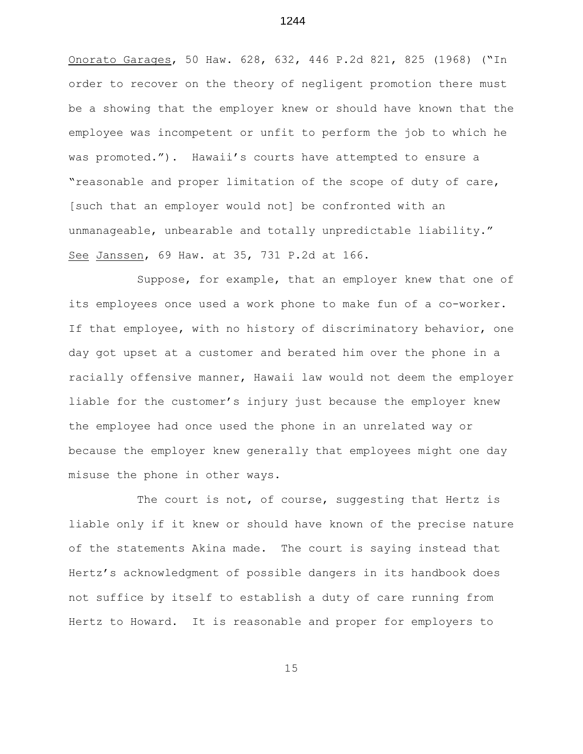Onorato Garages, 50 Haw. 628, 632, 446 P.2d 821, 825 (1968) ("In order to recover on the theory of negligent promotion there must be a showing that the employer knew or should have known that the employee was incompetent or unfit to perform the job to which he was promoted."). Hawaii's courts have attempted to ensure a "reasonable and proper limitation of the scope of duty of care, [such that an employer would not] be confronted with an unmanageable, unbearable and totally unpredictable liability." See Janssen, 69 Haw. at 35, 731 P.2d at 166.

Suppose, for example, that an employer knew that one of its employees once used a work phone to make fun of a co-worker. If that employee, with no history of discriminatory behavior, one day got upset at a customer and berated him over the phone in a racially offensive manner, Hawaii law would not deem the employer liable for the customer's injury just because the employer knew the employee had once used the phone in an unrelated way or because the employer knew generally that employees might one day misuse the phone in other ways.

The court is not, of course, suggesting that Hertz is liable only if it knew or should have known of the precise nature of the statements Akina made. The court is saying instead that Hertz's acknowledgment of possible dangers in its handbook does not suffice by itself to establish a duty of care running from Hertz to Howard. It is reasonable and proper for employers to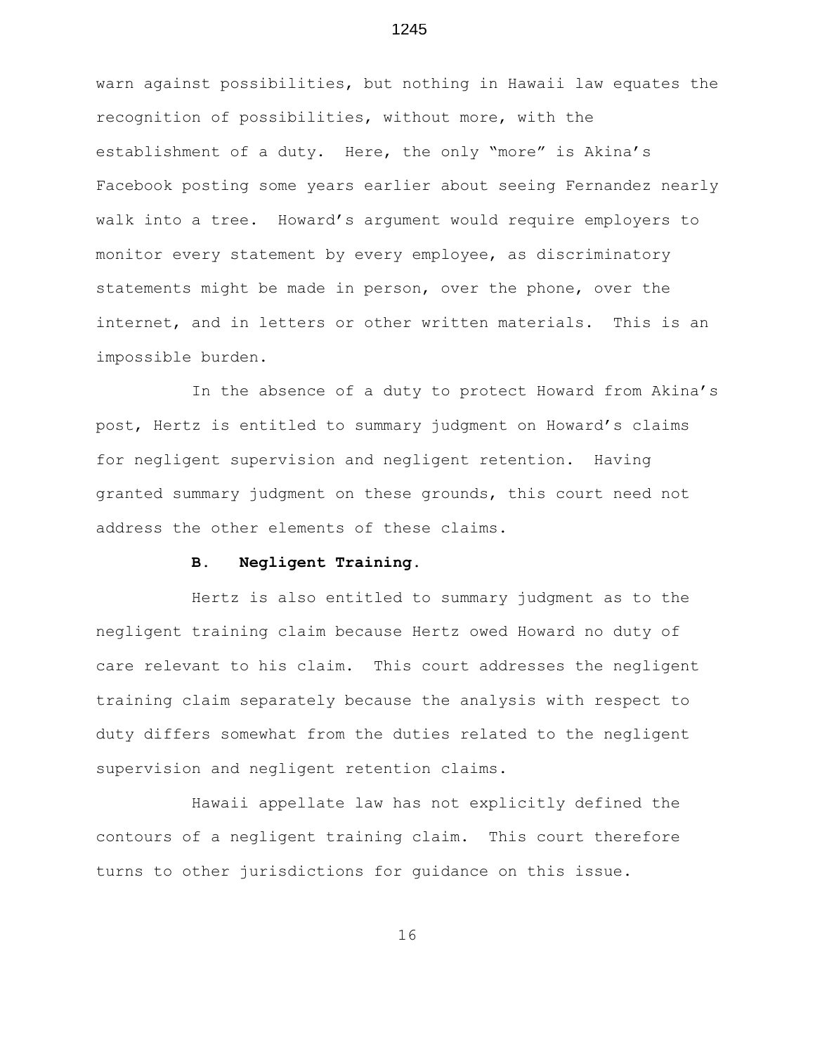warn against possibilities, but nothing in Hawaii law equates the recognition of possibilities, without more, with the establishment of a duty. Here, the only "more" is Akina's Facebook posting some years earlier about seeing Fernandez nearly walk into a tree. Howard's argument would require employers to monitor every statement by every employee, as discriminatory statements might be made in person, over the phone, over the internet, and in letters or other written materials. This is an impossible burden.

In the absence of a duty to protect Howard from Akina's post, Hertz is entitled to summary judgment on Howard's claims for negligent supervision and negligent retention. Having granted summary judgment on these grounds, this court need not address the other elements of these claims.

**B. Negligent Training.**

Hertz is also entitled to summary judgment as to the negligent training claim because Hertz owed Howard no duty of care relevant to his claim. This court addresses the negligent training claim separately because the analysis with respect to duty differs somewhat from the duties related to the negligent supervision and negligent retention claims.

Hawaii appellate law has not explicitly defined the contours of a negligent training claim. This court therefore turns to other jurisdictions for guidance on this issue.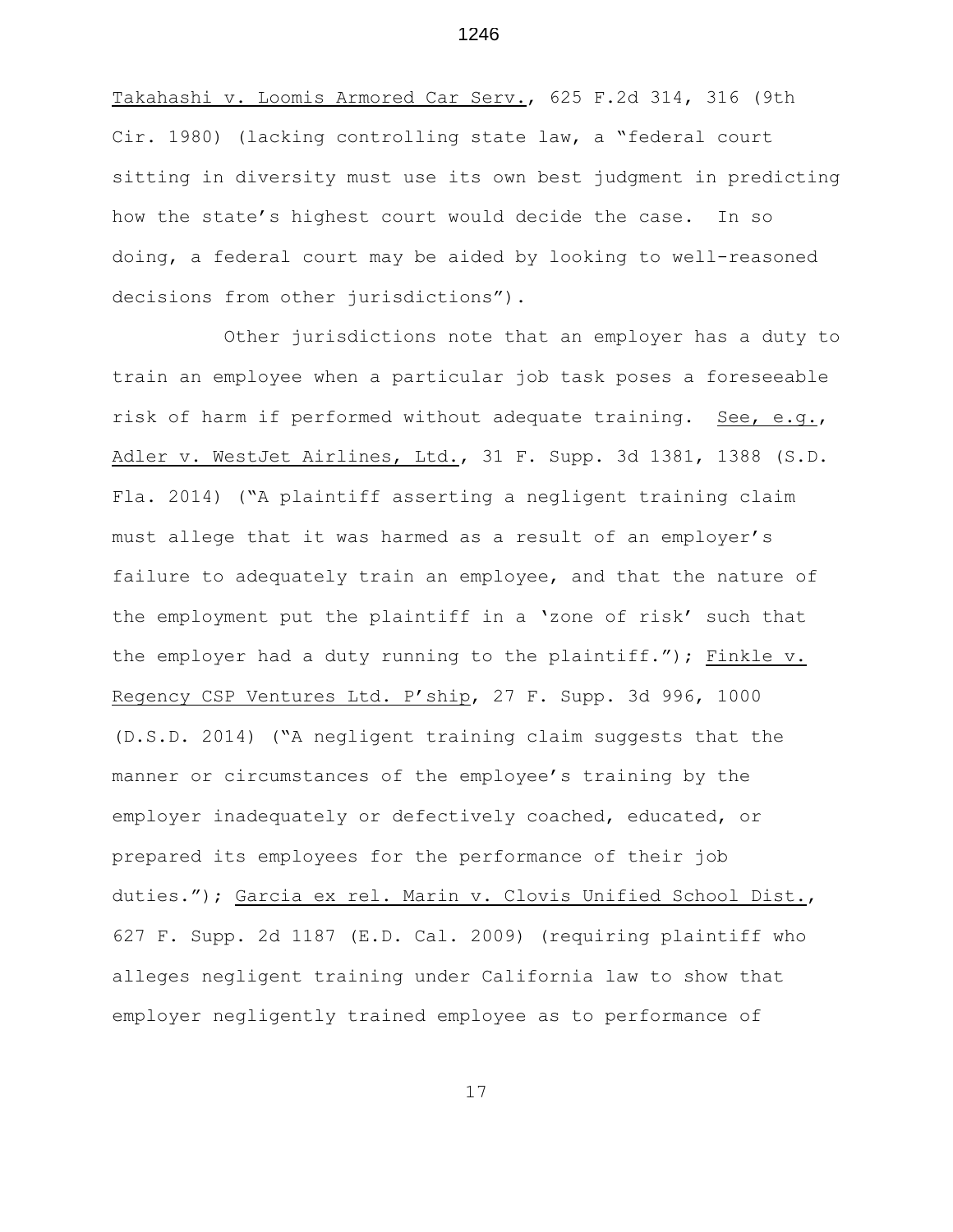Takahashi v. Loomis Armored Car Serv., 625 F.2d 314, 316 (9th Cir. 1980) (lacking controlling state law, a "federal court sitting in diversity must use its own best judgment in predicting how the state's highest court would decide the case. In so doing, a federal court may be aided by looking to well-reasoned decisions from other jurisdictions").

Other jurisdictions note that an employer has a duty to train an employee when a particular job task poses a foreseeable risk of harm if performed without adequate training. See, e.g., Adler v. WestJet Airlines, Ltd., 31 F. Supp. 3d 1381, 1388 (S.D. Fla. 2014) ("A plaintiff asserting a negligent training claim must allege that it was harmed as a result of an employer's failure to adequately train an employee, and that the nature of the employment put the plaintiff in a 'zone of risk' such that the employer had a duty running to the plaintiff."); Finkle v. Regency CSP Ventures Ltd. P'ship, 27 F. Supp. 3d 996, 1000 (D.S.D. 2014) ("A negligent training claim suggests that the manner or circumstances of the employee's training by the employer inadequately or defectively coached, educated, or prepared its employees for the performance of their job duties."); Garcia ex rel. Marin v. Clovis Unified School Dist., 627 F. Supp. 2d 1187 (E.D. Cal. 2009) (requiring plaintiff who alleges negligent training under California law to show that employer negligently trained employee as to performance of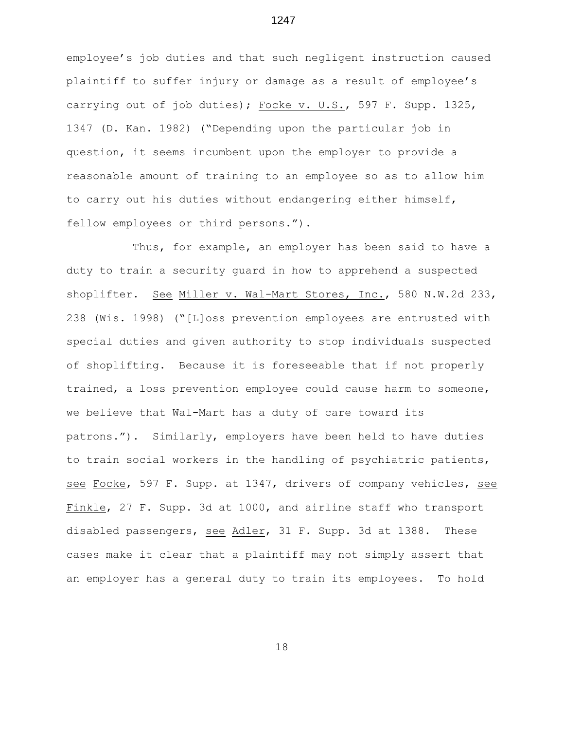employee's job duties and that such negligent instruction caused plaintiff to suffer injury or damage as a result of employee's carrying out of job duties); Focke v. U.S., 597 F. Supp. 1325, 1347 (D. Kan. 1982) ("Depending upon the particular job in question, it seems incumbent upon the employer to provide a reasonable amount of training to an employee so as to allow him to carry out his duties without endangering either himself, fellow employees or third persons.").

Thus, for example, an employer has been said to have a duty to train a security guard in how to apprehend a suspected shoplifter. See Miller v. Wal-Mart Stores, Inc., 580 N.W.2d 233, 238 (Wis. 1998) ("[L]oss prevention employees are entrusted with special duties and given authority to stop individuals suspected of shoplifting. Because it is foreseeable that if not properly trained, a loss prevention employee could cause harm to someone, we believe that Wal-Mart has a duty of care toward its patrons."). Similarly, employers have been held to have duties to train social workers in the handling of psychiatric patients, see Focke, 597 F. Supp. at 1347, drivers of company vehicles, see Finkle, 27 F. Supp. 3d at 1000, and airline staff who transport disabled passengers, see Adler, 31 F. Supp. 3d at 1388. These cases make it clear that a plaintiff may not simply assert that an employer has a general duty to train its employees. To hold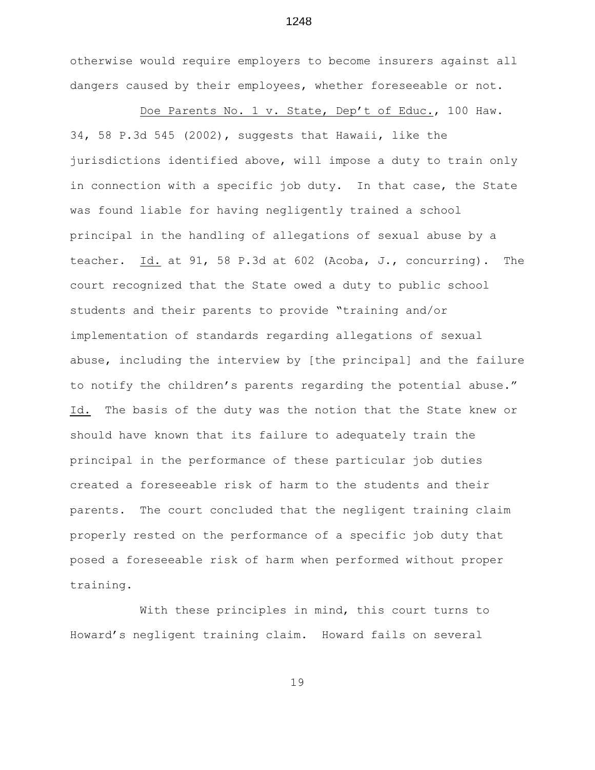otherwise would require employers to become insurers against all dangers caused by their employees, whether foreseeable or not.

Doe Parents No. 1 v. State, Dep't of Educ., 100 Haw. 34, 58 P.3d 545 (2002), suggests that Hawaii, like the jurisdictions identified above, will impose a duty to train only in connection with a specific job duty. In that case, the State was found liable for having negligently trained a school principal in the handling of allegations of sexual abuse by a teacher. Id. at 91, 58 P.3d at 602 (Acoba, J., concurring). The court recognized that the State owed a duty to public school students and their parents to provide "training and/or implementation of standards regarding allegations of sexual abuse, including the interview by [the principal] and the failure to notify the children's parents regarding the potential abuse." Id. The basis of the duty was the notion that the State knew or should have known that its failure to adequately train the principal in the performance of these particular job duties created a foreseeable risk of harm to the students and their parents. The court concluded that the negligent training claim properly rested on the performance of a specific job duty that posed a foreseeable risk of harm when performed without proper training.

With these principles in mind, this court turns to Howard's negligent training claim. Howard fails on several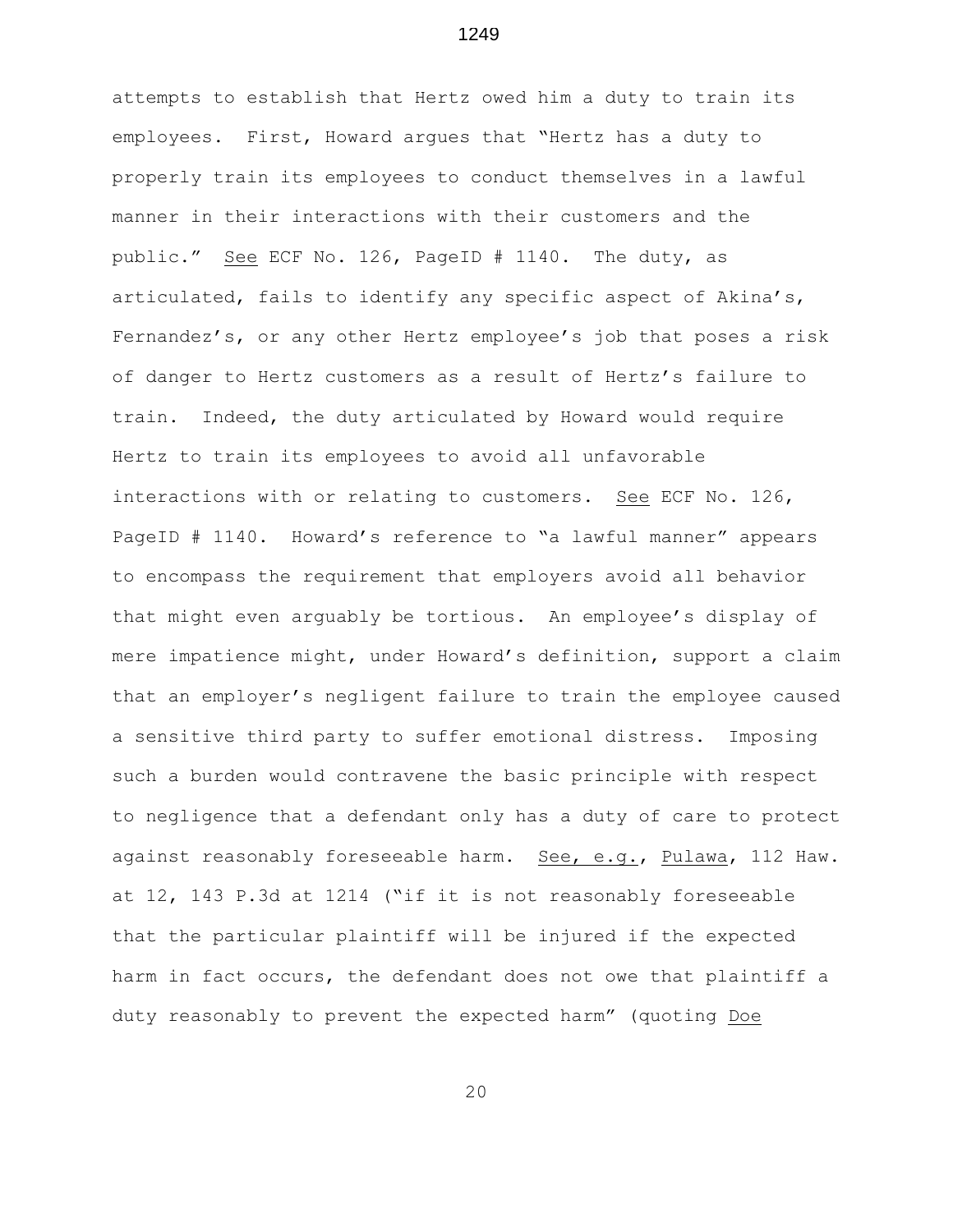attempts to establish that Hertz owed him a duty to train its employees. First, Howard argues that "Hertz has a duty to properly train its employees to conduct themselves in a lawful manner in their interactions with their customers and the public." See ECF No. 126, PageID # 1140. The duty, as articulated, fails to identify any specific aspect of Akina's, Fernandez's, or any other Hertz employee's job that poses a risk of danger to Hertz customers as a result of Hertz's failure to train. Indeed, the duty articulated by Howard would require Hertz to train its employees to avoid all unfavorable interactions with or relating to customers. See ECF No. 126, PageID # 1140. Howard's reference to "a lawful manner" appears to encompass the requirement that employers avoid all behavior that might even arguably be tortious. An employee's display of mere impatience might, under Howard's definition, support a claim that an employer's negligent failure to train the employee caused a sensitive third party to suffer emotional distress. Imposing such a burden would contravene the basic principle with respect to negligence that a defendant only has a duty of care to protect against reasonably foreseeable harm. See, e.g., Pulawa, 112 Haw. at 12, 143 P.3d at 1214 ("if it is not reasonably foreseeable that the particular plaintiff will be injured if the expected harm in fact occurs, the defendant does not owe that plaintiff a duty reasonably to prevent the expected harm" (quoting Doe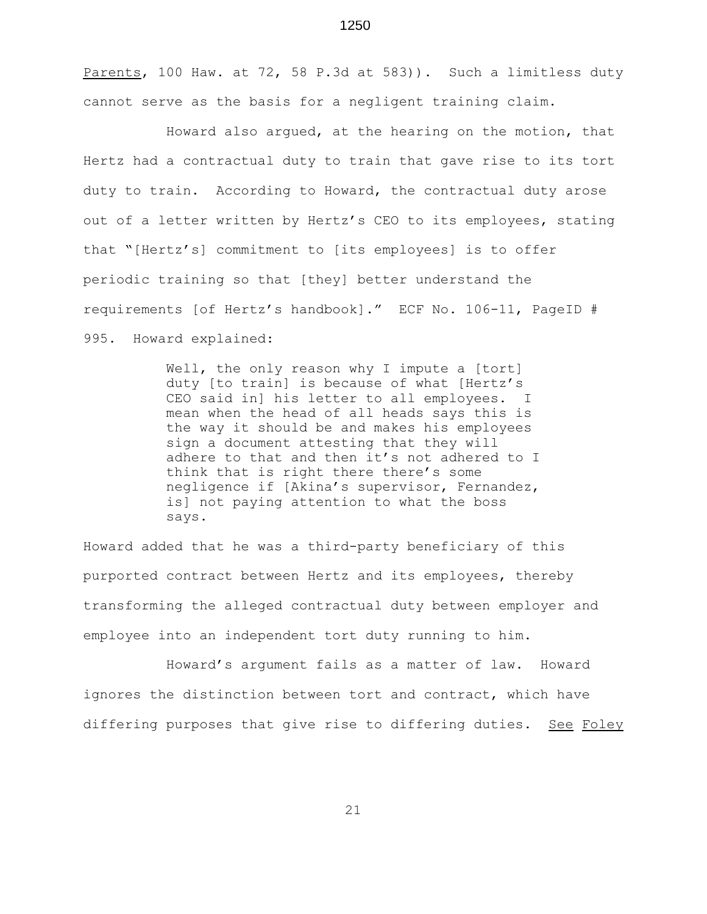Parents, 100 Haw. at 72, 58 P.3d at 583)). Such a limitless duty cannot serve as the basis for a negligent training claim.

Howard also argued, at the hearing on the motion, that Hertz had a contractual duty to train that gave rise to its tort duty to train. According to Howard, the contractual duty arose out of a letter written by Hertz's CEO to its employees, stating that "[Hertz's] commitment to [its employees] is to offer periodic training so that [they] better understand the requirements [of Hertz's handbook]." ECF No. 106-11, PageID # 995. Howard explained:

> Well, the only reason why I impute a [tort] duty [to train] is because of what [Hertz's CEO said in] his letter to all employees. I mean when the head of all heads says this is the way it should be and makes his employees sign a document attesting that they will adhere to that and then it's not adhered to I think that is right there there's some negligence if [Akina's supervisor, Fernandez, is] not paying attention to what the boss says.

Howard added that he was a third-party beneficiary of this purported contract between Hertz and its employees, thereby transforming the alleged contractual duty between employer and employee into an independent tort duty running to him.

Howard's argument fails as a matter of law. Howard ignores the distinction between tort and contract, which have differing purposes that give rise to differing duties. See Foley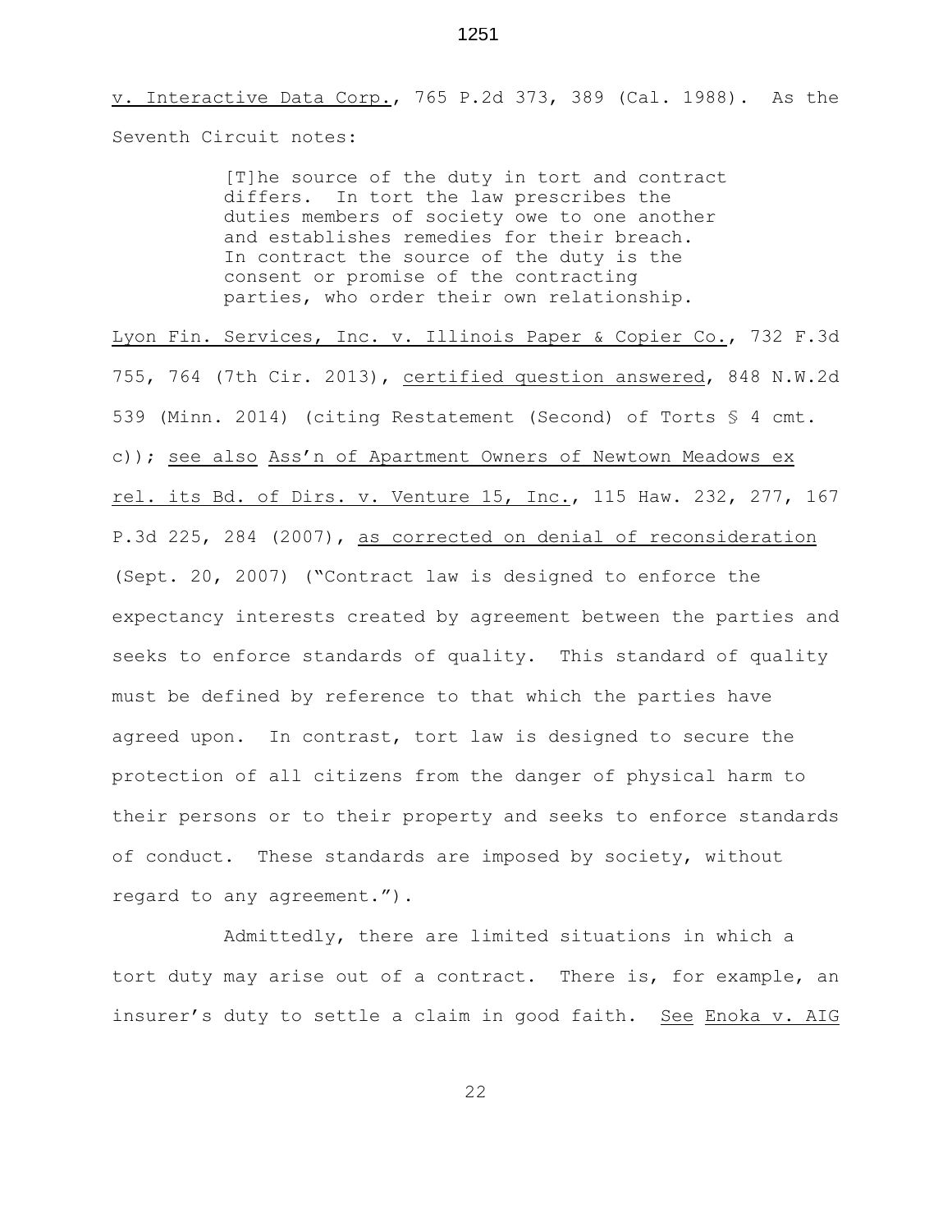v. Interactive Data Corp., 765 P.2d 373, 389 (Cal. 1988). As the Seventh Circuit notes:

> [T]he source of the duty in tort and contract differs. In tort the law prescribes the duties members of society owe to one another and establishes remedies for their breach. In contract the source of the duty is the consent or promise of the contracting parties, who order their own relationship.

Lyon Fin. Services, Inc. v. Illinois Paper & Copier Co., 732 F.3d 755, 764 (7th Cir. 2013), certified question answered, 848 N.W.2d 539 (Minn. 2014) (citing Restatement (Second) of Torts § 4 cmt. c)); see also Ass'n of Apartment Owners of Newtown Meadows ex rel. its Bd. of Dirs. v. Venture 15, Inc., 115 Haw. 232, 277, 167 P.3d 225, 284 (2007), as corrected on denial of reconsideration (Sept. 20, 2007) ("Contract law is designed to enforce the expectancy interests created by agreement between the parties and seeks to enforce standards of quality. This standard of quality must be defined by reference to that which the parties have agreed upon. In contrast, tort law is designed to secure the protection of all citizens from the danger of physical harm to their persons or to their property and seeks to enforce standards of conduct. These standards are imposed by society, without regard to any agreement.").

Admittedly, there are limited situations in which a tort duty may arise out of a contract. There is, for example, an insurer's duty to settle a claim in good faith. See Enoka v. AIG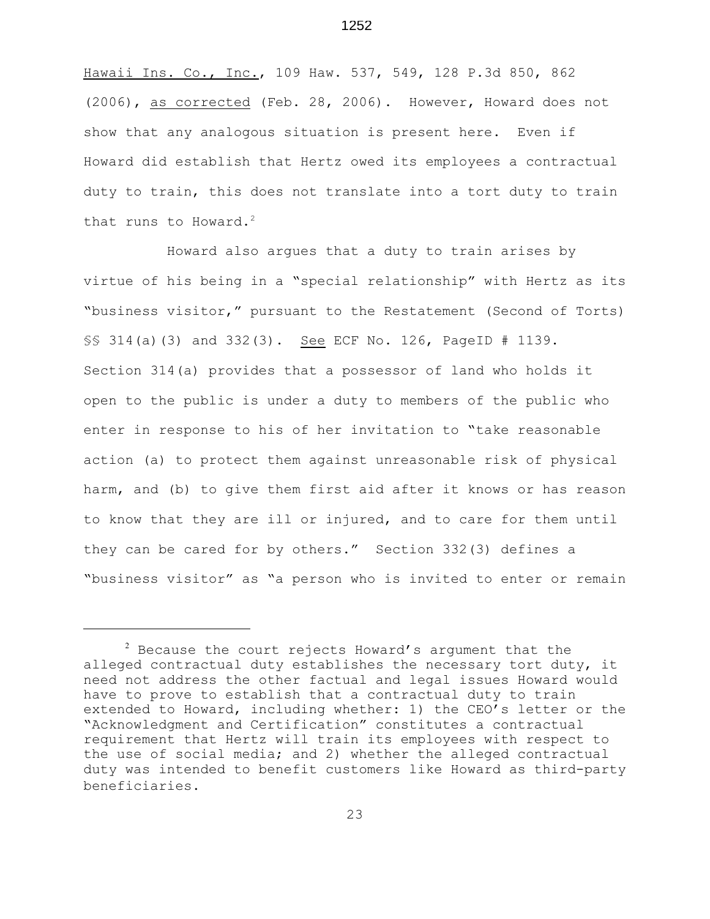Hawaii Ins. Co., Inc., 109 Haw. 537, 549, 128 P.3d 850, 862 (2006), as corrected (Feb. 28, 2006). However, Howard does not show that any analogous situation is present here. Even if Howard did establish that Hertz owed its employees a contractual duty to train, this does not translate into a tort duty to train that runs to Howard.[2]

Howard also argues that a duty to train arises by virtue of his being in a "special relationship" with Hertz as its "business visitor," pursuant to the Restatement (Second of Torts) §§ 314(a)(3) and 332(3). See ECF No. 126, PageID # 1139. Section 314(a) provides that a possessor of land who holds it open to the public is under a duty to members of the public who enter in response to his of her invitation to "take reasonable action (a) to protect them against unreasonable risk of physical harm, and (b) to give them first aid after it knows or has reason to know that they are ill or injured, and to care for them until they can be cared for by others." Section 332(3) defines a "business visitor" as "a person who is invited to enter or remain

---

[2] Because the court rejects Howard's argument that the alleged contractual duty establishes the necessary tort duty, it need not address the other factual and legal issues Howard would have to prove to establish that a contractual duty to train extended to Howard, including whether: 1) the CEO's letter or the "Acknowledgment and Certification" constitutes a contractual requirement that Hertz will train its employees with respect to the use of social media; and 2) whether the alleged contractual duty was intended to benefit customers like Howard as third-party beneficiaries.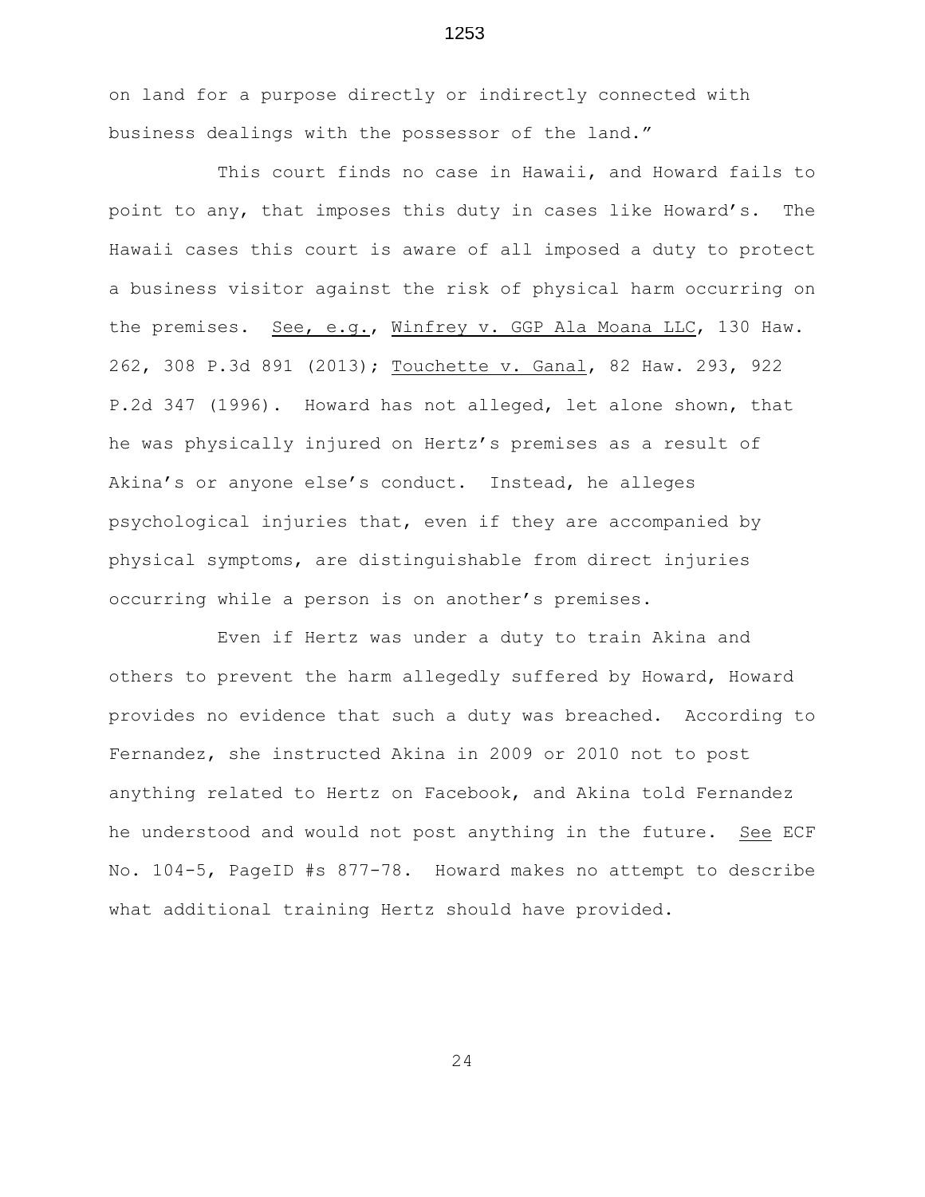on land for a purpose directly or indirectly connected with business dealings with the possessor of the land."

This court finds no case in Hawaii, and Howard fails to point to any, that imposes this duty in cases like Howard's. The Hawaii cases this court is aware of all imposed a duty to protect a business visitor against the risk of physical harm occurring on the premises. See, e.g., Winfrey v. GGP Ala Moana LLC, 130 Haw. 262, 308 P.3d 891 (2013); Touchette v. Ganal, 82 Haw. 293, 922 P.2d 347 (1996). Howard has not alleged, let alone shown, that he was physically injured on Hertz's premises as a result of Akina's or anyone else's conduct. Instead, he alleges psychological injuries that, even if they are accompanied by physical symptoms, are distinguishable from direct injuries occurring while a person is on another's premises.

Even if Hertz was under a duty to train Akina and others to prevent the harm allegedly suffered by Howard, Howard provides no evidence that such a duty was breached. According to Fernandez, she instructed Akina in 2009 or 2010 not to post anything related to Hertz on Facebook, and Akina told Fernandez he understood and would not post anything in the future. See ECF No. 104-5, PageID #s 877-78. Howard makes no attempt to describe what additional training Hertz should have provided.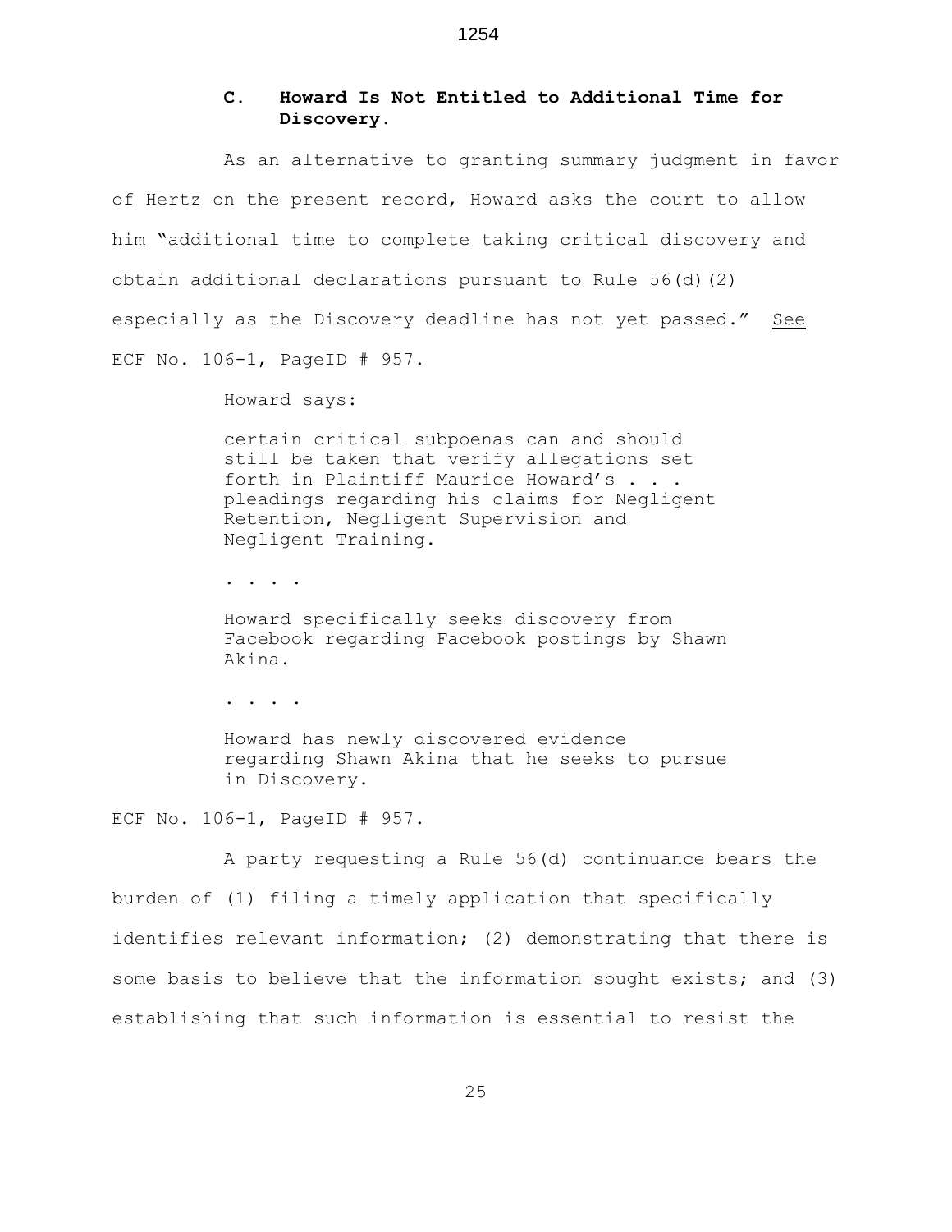### C. Howard Is Not Entitled to Additional Time for Discovery.

As an alternative to granting summary judgment in favor of Hertz on the present record, Howard asks the court to allow him "additional time to complete taking critical discovery and obtain additional declarations pursuant to Rule 56(d)(2) especially as the Discovery deadline has not yet passed." See ECF No. 106-1, PageID # 957.

Howard says:

> certain critical subpoenas can and should still be taken that verify allegations set forth in Plaintiff Maurice Howard's . . . pleadings regarding his claims for Negligent Retention, Negligent Supervision and Negligent Training.
>
> . . . .
>
> Howard specifically seeks discovery from Facebook regarding Facebook postings by Shawn Akina.
>
> . . . .
>
> Howard has newly discovered evidence regarding Shawn Akina that he seeks to pursue in Discovery.

ECF No. 106-1, PageID # 957.

A party requesting a Rule 56(d) continuance bears the burden of (1) filing a timely application that specifically identifies relevant information; (2) demonstrating that there is some basis to believe that the information sought exists; and (3) establishing that such information is essential to resist the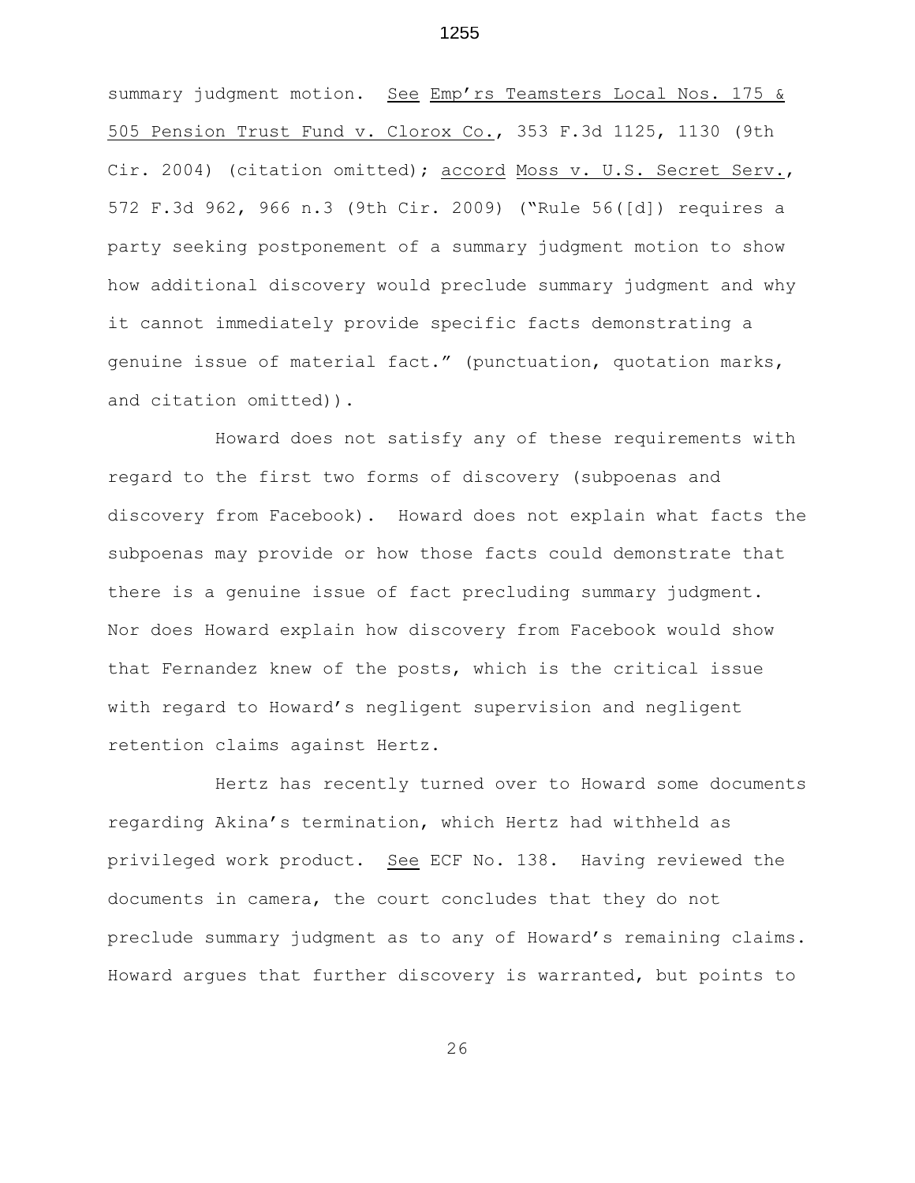summary judgment motion. See Emp'rs Teamsters Local Nos. 175 & 505 Pension Trust Fund v. Clorox Co., 353 F.3d 1125, 1130 (9th Cir. 2004) (citation omitted); accord Moss v. U.S. Secret Serv., 572 F.3d 962, 966 n.3 (9th Cir. 2009) ("Rule 56([d]) requires a party seeking postponement of a summary judgment motion to show how additional discovery would preclude summary judgment and why it cannot immediately provide specific facts demonstrating a genuine issue of material fact." (punctuation, quotation marks, and citation omitted)).

Howard does not satisfy any of these requirements with regard to the first two forms of discovery (subpoenas and discovery from Facebook). Howard does not explain what facts the subpoenas may provide or how those facts could demonstrate that there is a genuine issue of fact precluding summary judgment. Nor does Howard explain how discovery from Facebook would show that Fernandez knew of the posts, which is the critical issue with regard to Howard's negligent supervision and negligent retention claims against Hertz.

Hertz has recently turned over to Howard some documents regarding Akina's termination, which Hertz had withheld as privileged work product. See ECF No. 138. Having reviewed the documents in camera, the court concludes that they do not preclude summary judgment as to any of Howard's remaining claims. Howard argues that further discovery is warranted, but points to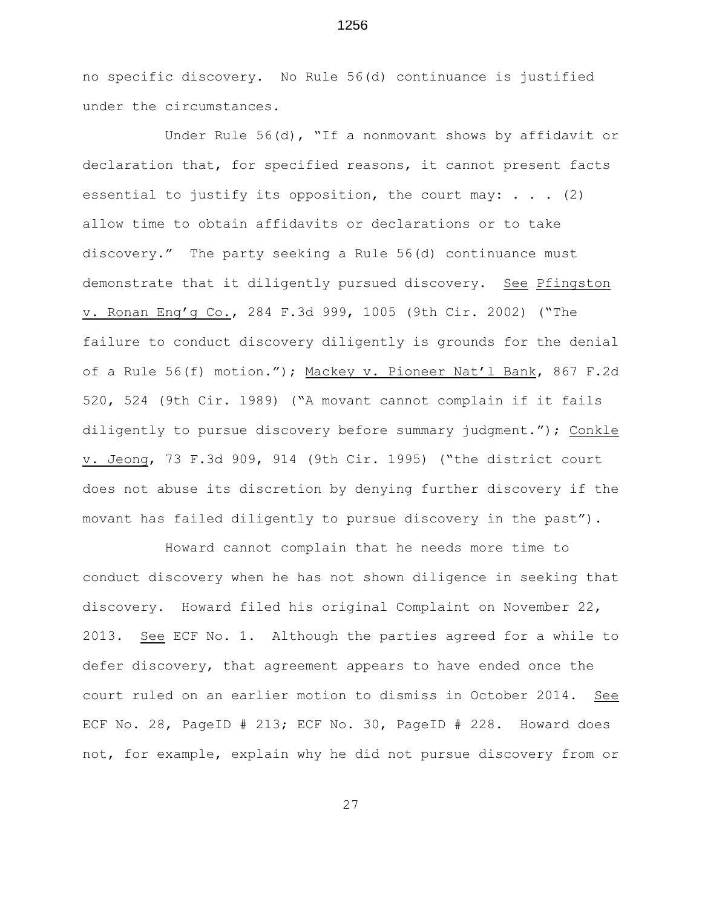no specific discovery. No Rule 56(d) continuance is justified under the circumstances.

Under Rule 56(d), "If a nonmovant shows by affidavit or declaration that, for specified reasons, it cannot present facts essential to justify its opposition, the court may: . . . (2) allow time to obtain affidavits or declarations or to take discovery." The party seeking a Rule 56(d) continuance must demonstrate that it diligently pursued discovery. See Pfingston v. Ronan Eng'g Co., 284 F.3d 999, 1005 (9th Cir. 2002) ("The failure to conduct discovery diligently is grounds for the denial of a Rule 56(f) motion."); Mackey v. Pioneer Nat'l Bank, 867 F.2d 520, 524 (9th Cir. 1989) ("A movant cannot complain if it fails diligently to pursue discovery before summary judgment."); Conkle v. Jeong, 73 F.3d 909, 914 (9th Cir. 1995) ("the district court does not abuse its discretion by denying further discovery if the movant has failed diligently to pursue discovery in the past").

Howard cannot complain that he needs more time to conduct discovery when he has not shown diligence in seeking that discovery. Howard filed his original Complaint on November 22, 2013. See ECF No. 1. Although the parties agreed for a while to defer discovery, that agreement appears to have ended once the court ruled on an earlier motion to dismiss in October 2014. See ECF No. 28, PageID # 213; ECF No. 30, PageID # 228. Howard does not, for example, explain why he did not pursue discovery from or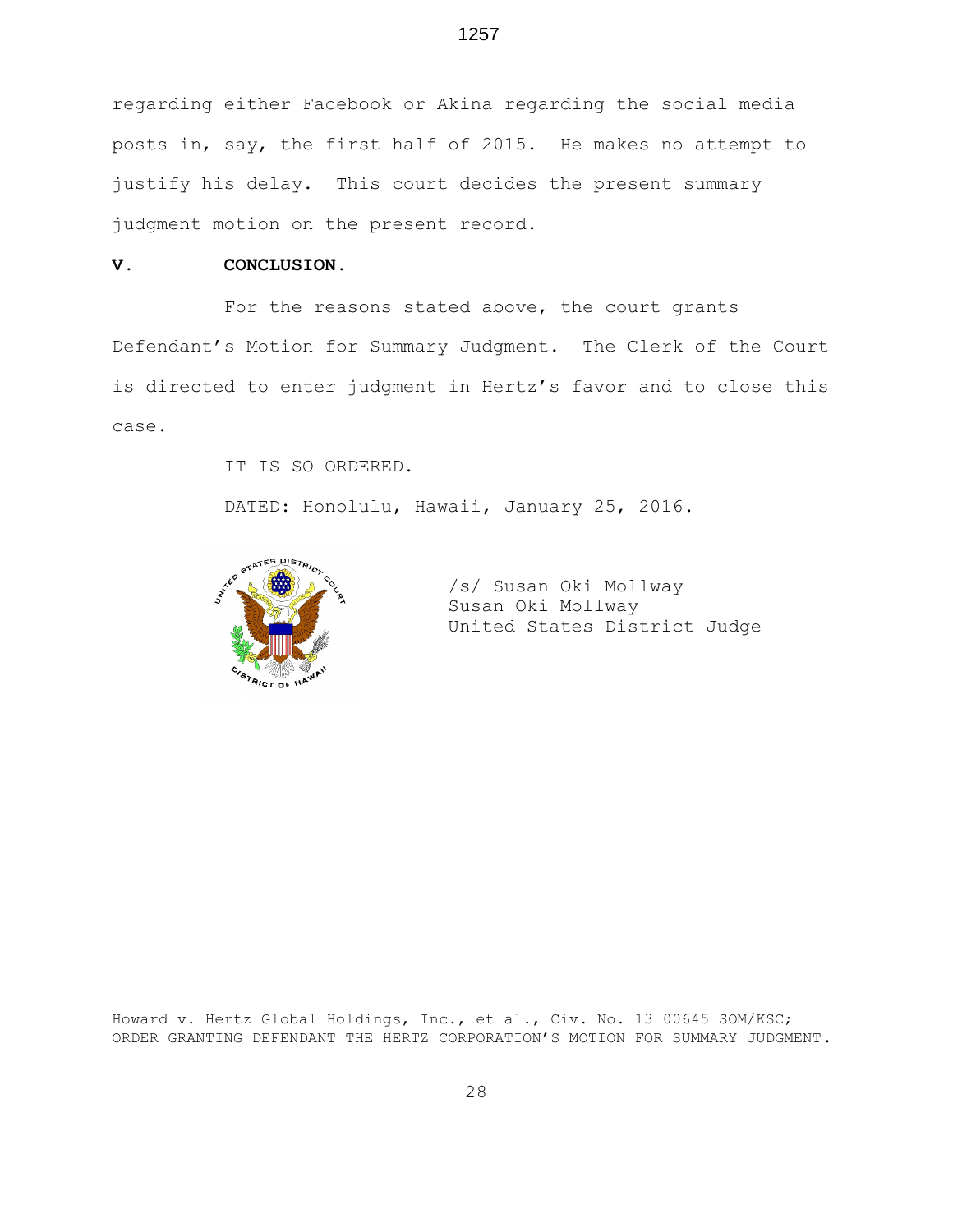regarding either Facebook or Akina regarding the social media posts in, say, the first half of 2015. He makes no attempt to justify his delay. This court decides the present summary judgment motion on the present record.

## V. CONCLUSION.

For the reasons stated above, the court grants Defendant's Motion for Summary Judgment. The Clerk of the Court is directed to enter judgment in Hertz's favor and to close this case.

IT IS SO ORDERED.

DATED: Honolulu, Hawaii, January 25, 2016.

/s/ Susan Oki Mollway
Susan Oki Mollway
United States District Judge

Howard v. Hertz Global Holdings, Inc., et al., Civ. No. 13 00645 SOM/KSC; ORDER GRANTING DEFENDANT THE HERTZ CORPORATION'S MOTION FOR SUMMARY JUDGMENT.